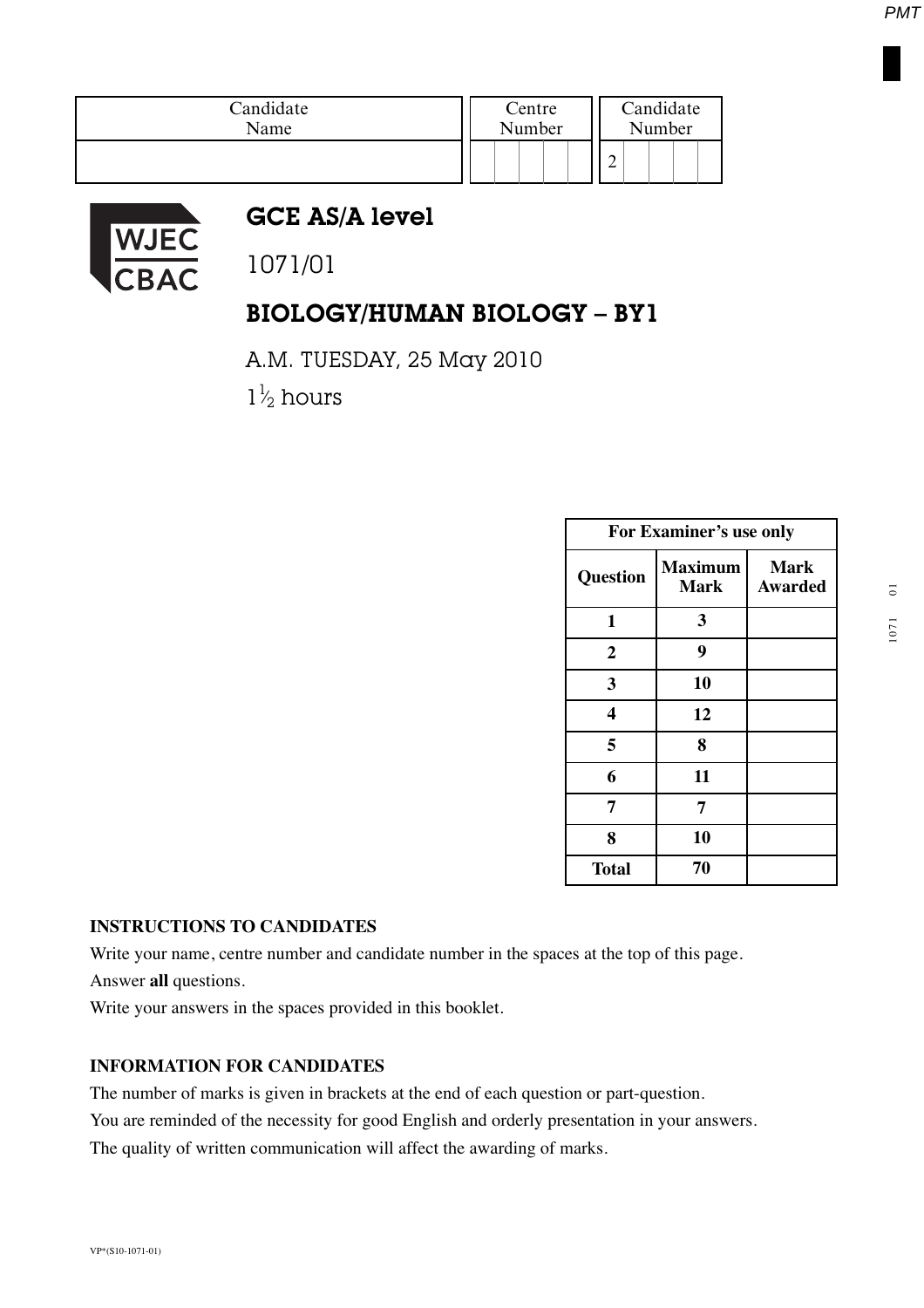| Candidate Name | Centre Number | Candidate Number |
| --- | --- | --- |
| | | 2 |

WJEC CBAC

# GCE AS/A level

1071/01

## BIOLOGY/HUMAN BIOLOGY – BY1

A.M. TUESDAY, 25 May 2010

1½ hours

| For Examiner's use only | | |
| --- | --- | --- |
| **Question** | **Maximum Mark** | **Mark Awarded** |
| **1** | **3** | |
| **2** | **9** | |
| **3** | **10** | |
| **4** | **12** | |
| **5** | **8** | |
| **6** | **11** | |
| **7** | **7** | |
| **8** | **10** | |
| **Total** | **70** | |

**INSTRUCTIONS TO CANDIDATES**

Write your name, centre number and candidate number in the spaces at the top of this page.

Answer **all** questions.

Write your answers in the spaces provided in this booklet.

**INFORMATION FOR CANDIDATES**

The number of marks is given in brackets at the end of each question or part-question.

You are reminded of the necessity for good English and orderly presentation in your answers.

The quality of written communication will affect the awarding of marks.

VP*(S10-1071-01)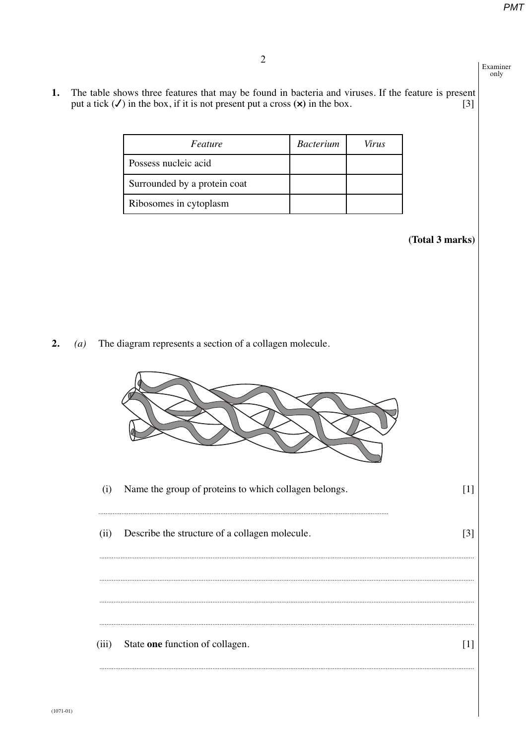**1.** The table shows three features that may be found in bacteria and viruses. If the feature is present put a tick (✓) in the box, if it is not present put a cross (×) in the box. [3]

| *Feature* | *Bacterium* | *Virus* |
|---|---|---|
| Possess nucleic acid | | |
| Surrounded by a protein coat | | |
| Ribosomes in cytoplasm | | |

**(Total 3 marks)**

**2.** *(a)* The diagram represents a section of a collagen molecule.

(i) Name the group of proteins to which collagen belongs. [1]

..............................................................................................................................

(ii) Describe the structure of a collagen molecule. [3]

..............................................................................................................................

..............................................................................................................................

..............................................................................................................................

..............................................................................................................................

(iii) State **one** function of collagen. [1]

..............................................................................................................................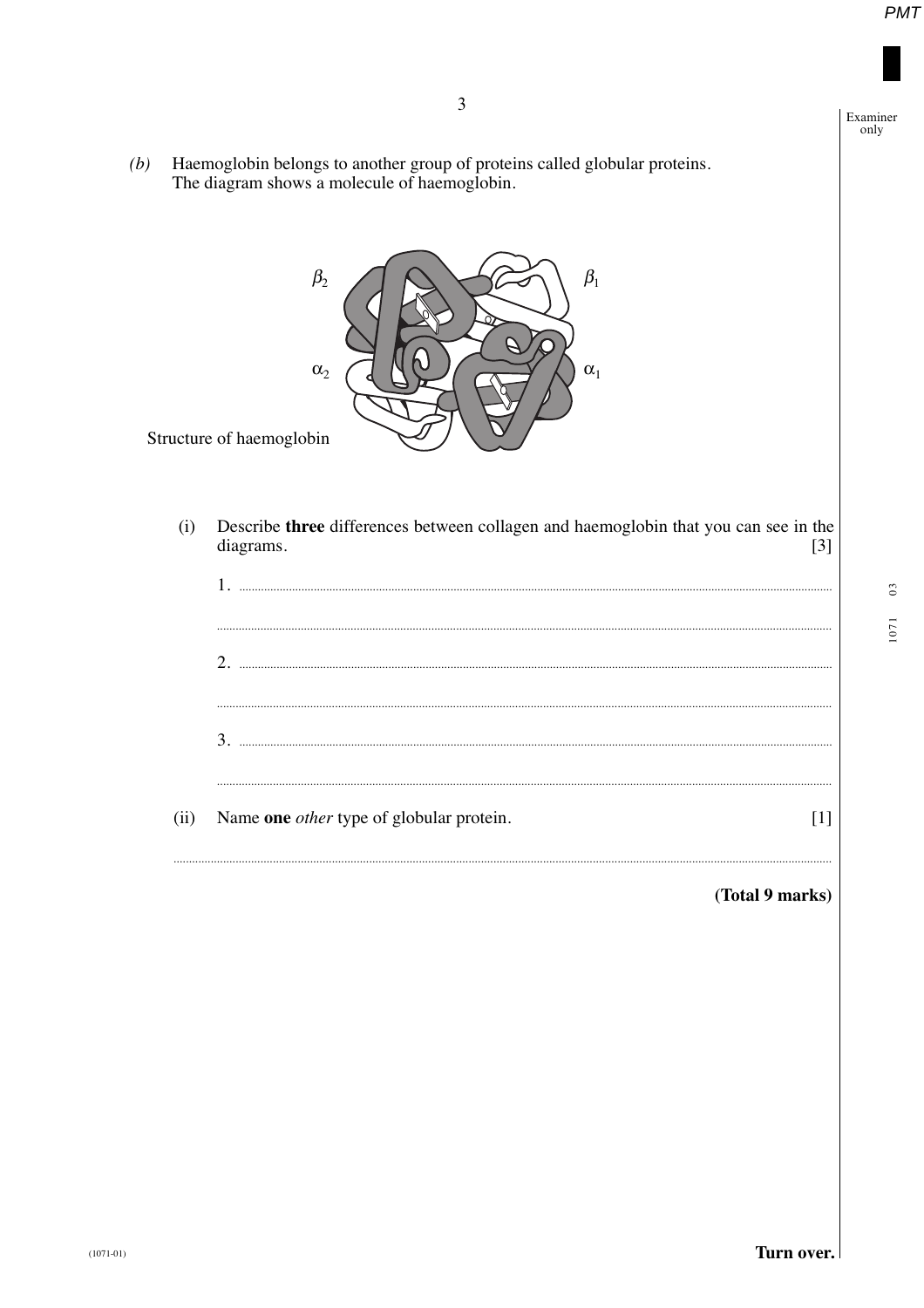*(b)* Haemoglobin belongs to another group of proteins called globular proteins. The diagram shows a molecule of haemoglobin.

$\beta_2$ $\beta_1$

$\alpha_2$ $\alpha_1$

Structure of haemoglobin

(i) Describe **three** differences between collagen and haemoglobin that you can see in the diagrams. [3]

1. ..............................................................................................................................

..............................................................................................................................

2. ..............................................................................................................................

..............................................................................................................................

3. ..............................................................................................................................

..............................................................................................................................

(ii) Name **one** *other* type of globular protein. [1]

..............................................................................................................................

**(Total 9 marks)**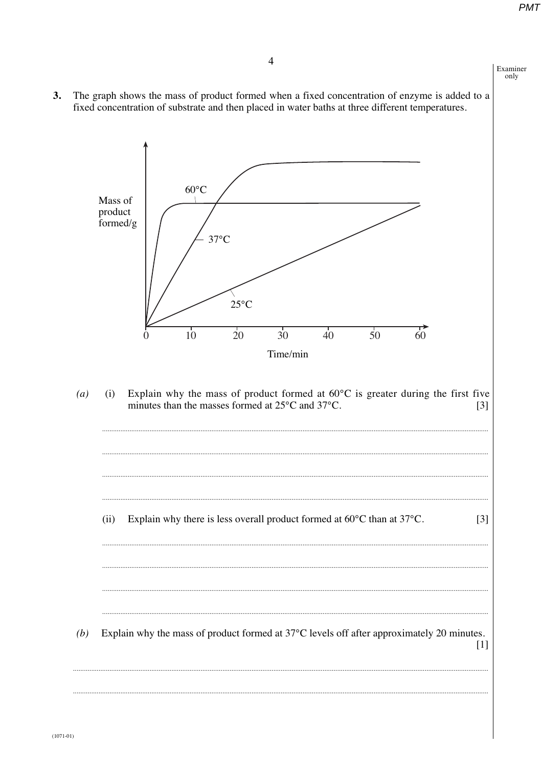**3.** The graph shows the mass of product formed when a fixed concentration of enzyme is added to a fixed concentration of substrate and then placed in water baths at three different temperatures.

*(a)* (i) Explain why the mass of product formed at 60°C is greater during the first five minutes than the masses formed at 25°C and 37°C. [3]

..............................................................................................................................................

..............................................................................................................................................

..............................................................................................................................................

..............................................................................................................................................

(ii) Explain why there is less overall product formed at 60°C than at 37°C. [3]

..............................................................................................................................................

..............................................................................................................................................

..............................................................................................................................................

..............................................................................................................................................

*(b)* Explain why the mass of product formed at 37°C levels off after approximately 20 minutes. [1]

..............................................................................................................................................

..............................................................................................................................................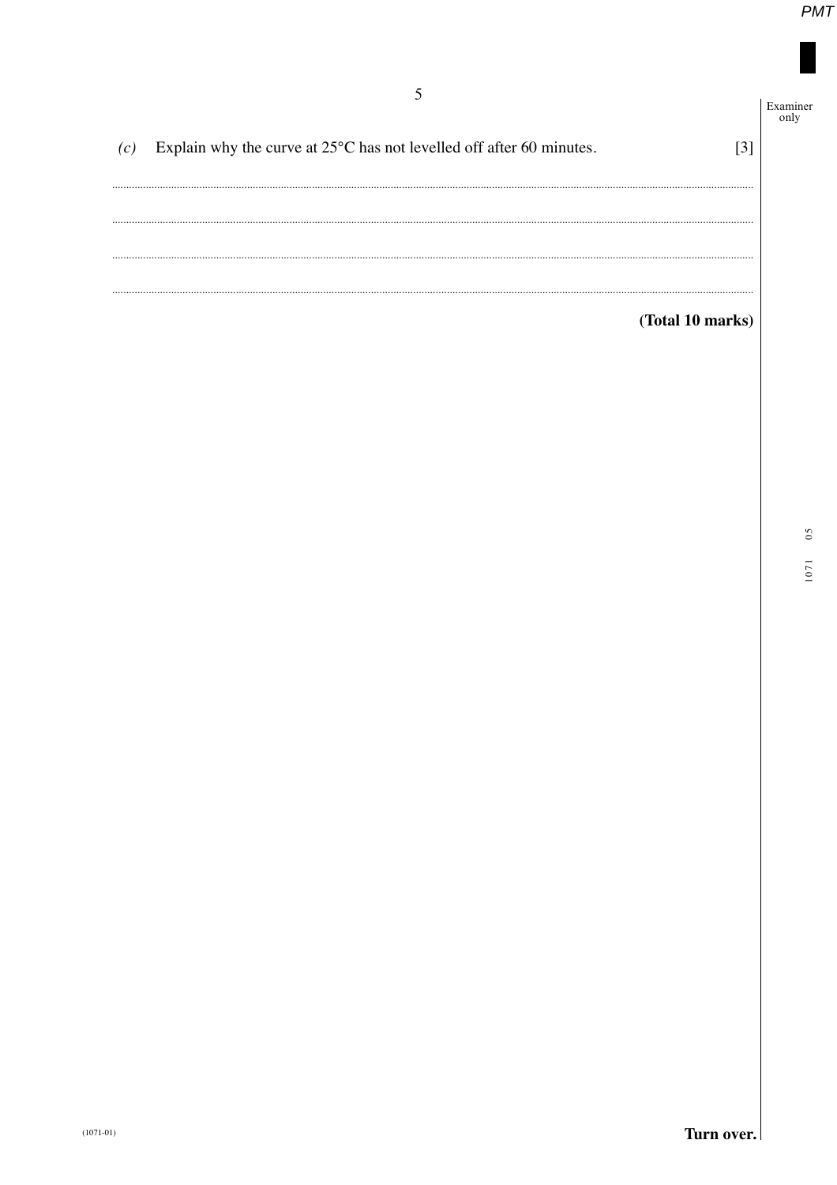*(c)* Explain why the curve at 25°C has not levelled off after 60 minutes. [3]

..............................................................................................................................................................................................................

..............................................................................................................................................................................................................

..............................................................................................................................................................................................................

..............................................................................................................................................................................................................

**(Total 10 marks)**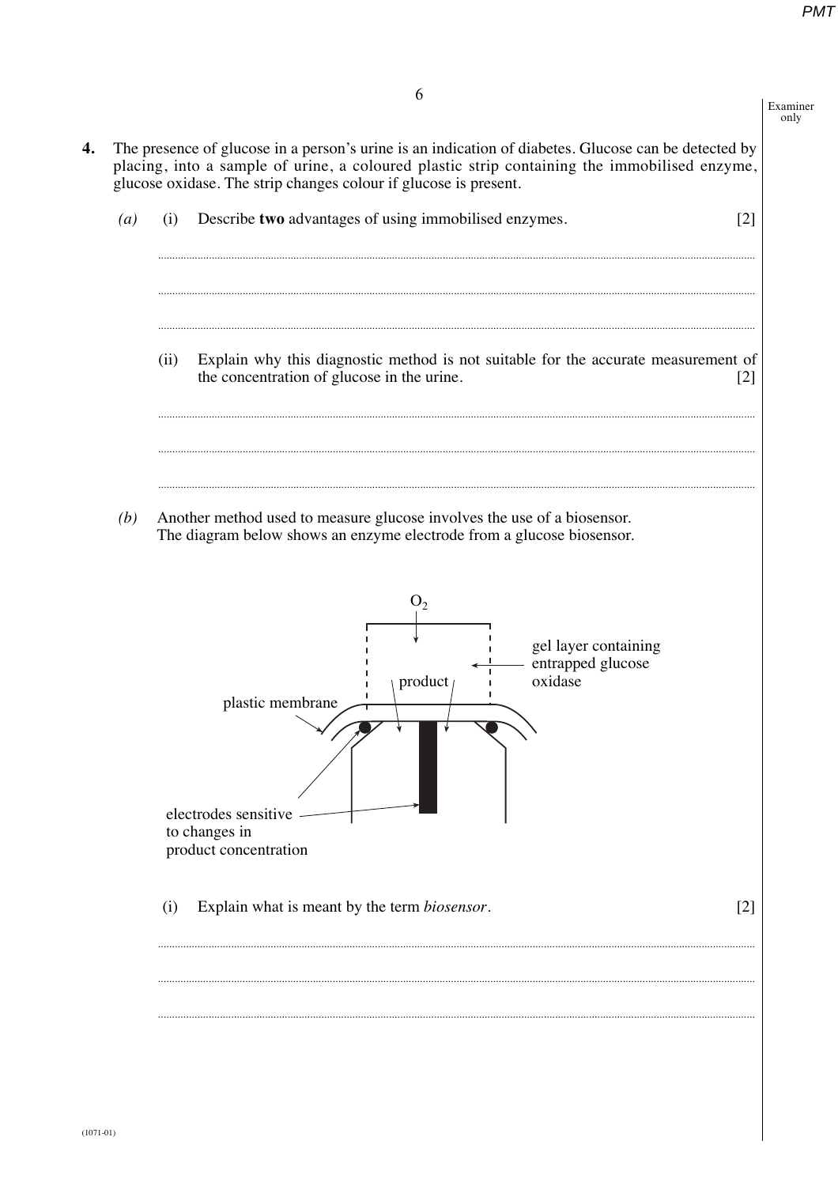**4.** The presence of glucose in a person's urine is an indication of diabetes. Glucose can be detected by placing, into a sample of urine, a coloured plastic strip containing the immobilised enzyme, glucose oxidase. The strip changes colour if glucose is present.

*(a)* (i) Describe **two** advantages of using immobilised enzymes. [2]

..............................................................................................................................................

..............................................................................................................................................

..............................................................................................................................................

(ii) Explain why this diagnostic method is not suitable for the accurate measurement of the concentration of glucose in the urine. [2]

..............................................................................................................................................

..............................................................................................................................................

..............................................................................................................................................

*(b)* Another method used to measure glucose involves the use of a biosensor. The diagram below shows an enzyme electrode from a glucose biosensor.

$O_2$

gel layer containing entrapped glucose oxidase

product

plastic membrane

electrodes sensitive to changes in product concentration

(i) Explain what is meant by the term *biosensor*. [2]

..............................................................................................................................................

..............................................................................................................................................

..............................................................................................................................................

(1071-01)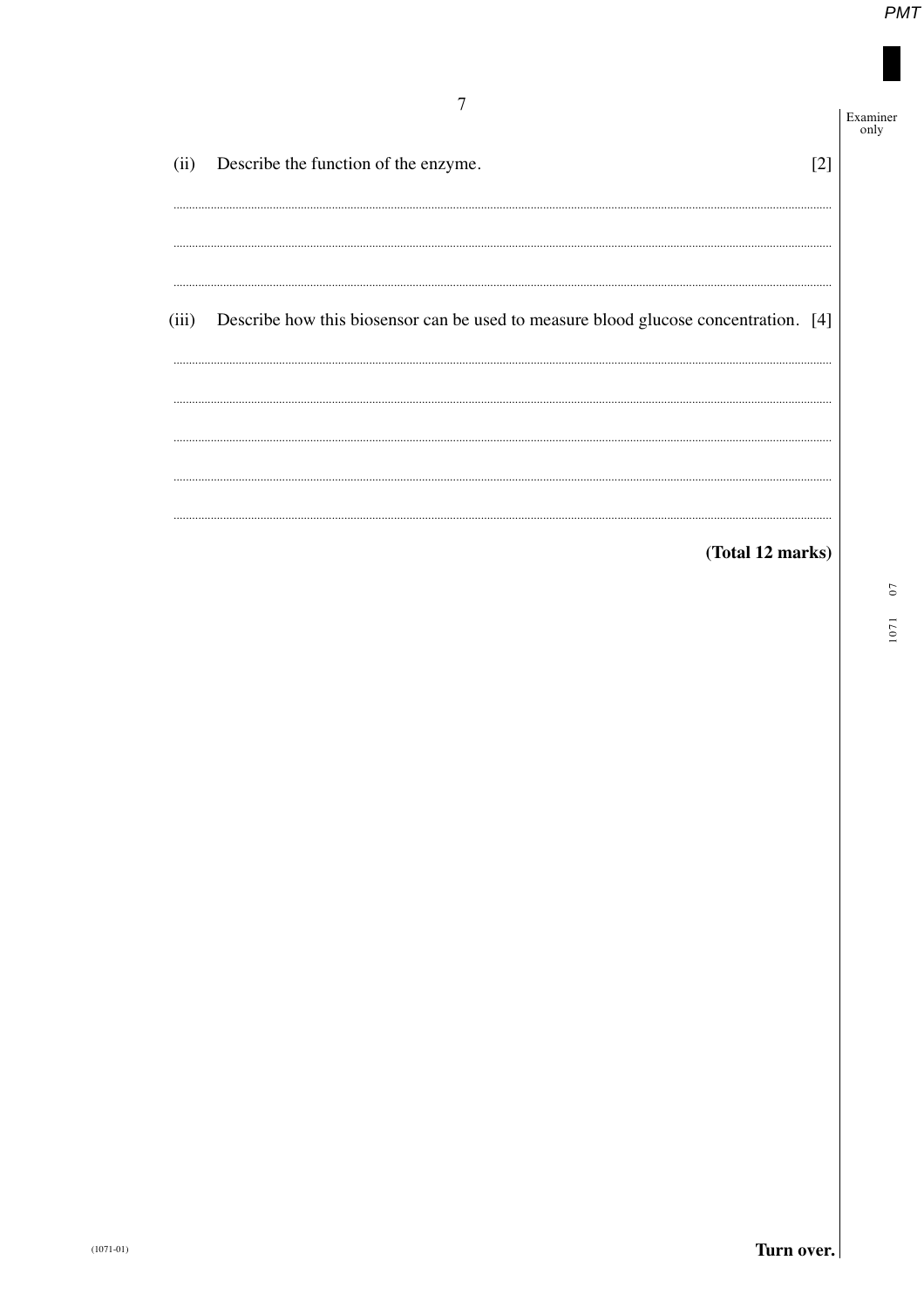(ii) Describe the function of the enzyme. [2]

..................................................................................................................................................................

..................................................................................................................................................................

..................................................................................................................................................................

(iii) Describe how this biosensor can be used to measure blood glucose concentration. [4]

..................................................................................................................................................................

..................................................................................................................................................................

..................................................................................................................................................................

..................................................................................................................................................................

..................................................................................................................................................................

**(Total 12 marks)**

**Turn over.**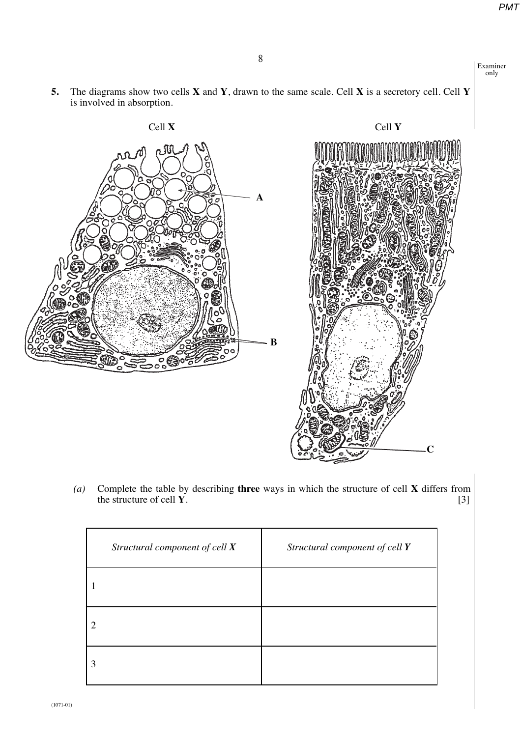**5.** The diagrams show two cells **X** and **Y**, drawn to the same scale. Cell **X** is a secretory cell. Cell **Y** is involved in absorption.

Cell **X**

A

B

Cell **Y**

C

*(a)* Complete the table by describing **three** ways in which the structure of cell **X** differs from the structure of cell **Y**. [3]

| *Structural component of cell **X*** | *Structural component of cell **Y*** |
|---|---|
| 1 | |
| 2 | |
| 3 | |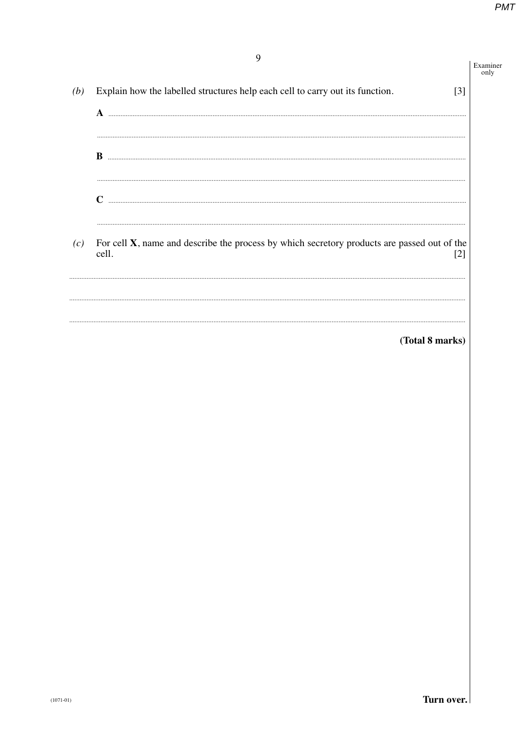*(b)* Explain how the labelled structures help each cell to carry out its function. [3]

**A** ..................................................................................................................................................

..................................................................................................................................................

**B** ..................................................................................................................................................

..................................................................................................................................................

**C** ..................................................................................................................................................

..................................................................................................................................................

*(c)* For cell **X**, name and describe the process by which secretory products are passed out of the cell. [2]

..................................................................................................................................................

..................................................................................................................................................

..................................................................................................................................................

**(Total 8 marks)**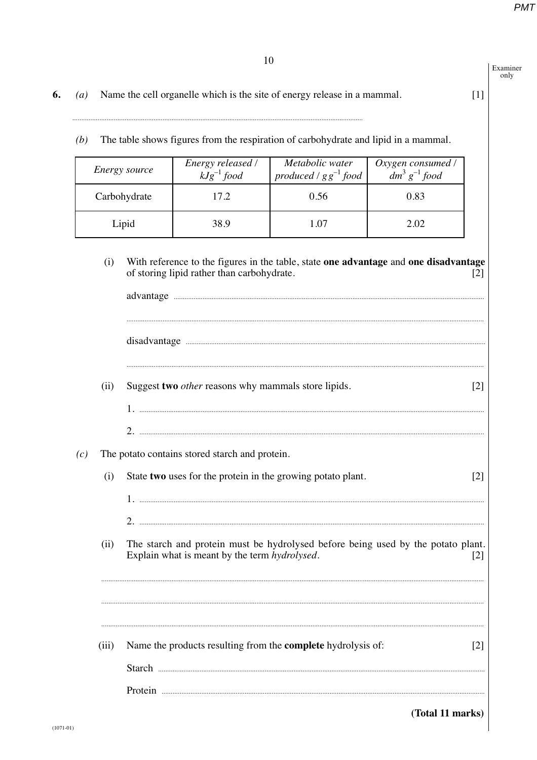**6.** *(a)* Name the cell organelle which is the site of energy release in a mammal. [1]

..........................................................................................................................................

*(b)* The table shows figures from the respiration of carbohydrate and lipid in a mammal.

| *Energy source* | *Energy released / $kJg^{-1}$ food* | *Metabolic water produced / $g\,g^{-1}$ food* | *Oxygen consumed / $dm^3\,g^{-1}$ food* |
|---|---|---|---|
| Carbohydrate | 17.2 | 0.56 | 0.83 |
| Lipid | 38.9 | 1.07 | 2.02 |

(i) With reference to the figures in the table, state **one advantage** and **one disadvantage** of storing lipid rather than carbohydrate. [2]

advantage ..........................................................................................................................................

..........................................................................................................................................

disadvantage ..........................................................................................................................................

..........................................................................................................................................

(ii) Suggest **two** *other* reasons why mammals store lipids. [2]

1. ..........................................................................................................................................

2. ..........................................................................................................................................

*(c)* The potato contains stored starch and protein.

(i) State **two** uses for the protein in the growing potato plant. [2]

1. ..........................................................................................................................................

2. ..........................................................................................................................................

(ii) The starch and protein must be hydrolysed before being used by the potato plant. Explain what is meant by the term *hydrolysed*. [2]

..........................................................................................................................................

..........................................................................................................................................

..........................................................................................................................................

(iii) Name the products resulting from the **complete** hydrolysis of: [2]

Starch ..........................................................................................................................................

Protein ..........................................................................................................................................

**(Total 11 marks)**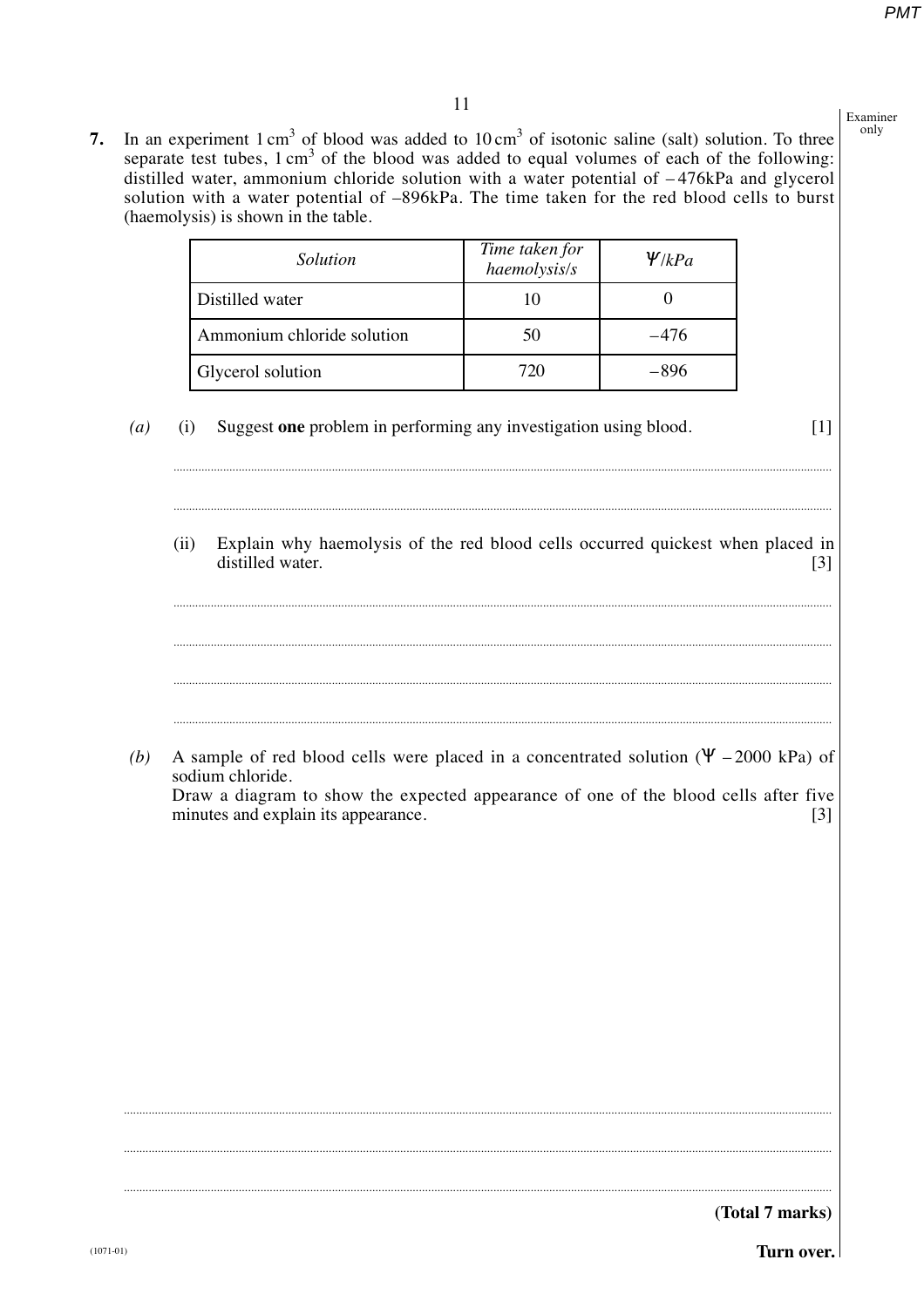**7.** In an experiment $1\ cm^3$ of blood was added to $10\ cm^3$ of isotonic saline (salt) solution. To three separate test tubes, $1\ cm^3$ of the blood was added to equal volumes of each of the following: distilled water, ammonium chloride solution with a water potential of –476kPa and glycerol solution with a water potential of –896kPa. The time taken for the red blood cells to burst (haemolysis) is shown in the table.

| *Solution* | *Time taken for haemolysis/s* | $\Psi$*/kPa* |
|---|---|---|
| Distilled water | 10 | 0 |
| Ammonium chloride solution | 50 | –476 |
| Glycerol solution | 720 | –896 |

*(a)* (i) Suggest **one** problem in performing any investigation using blood. [1]

..............................................................................................................................................

..............................................................................................................................................

(ii) Explain why haemolysis of the red blood cells occurred quickest when placed in distilled water. [3]

..............................................................................................................................................

..............................................................................................................................................

..............................................................................................................................................

..............................................................................................................................................

*(b)* A sample of red blood cells were placed in a concentrated solution ($\Psi$ –2000 kPa) of sodium chloride.
Draw a diagram to show the expected appearance of one of the blood cells after five minutes and explain its appearance. [3]

..............................................................................................................................................

..............................................................................................................................................

..............................................................................................................................................

**(Total 7 marks)**

**Turn over.**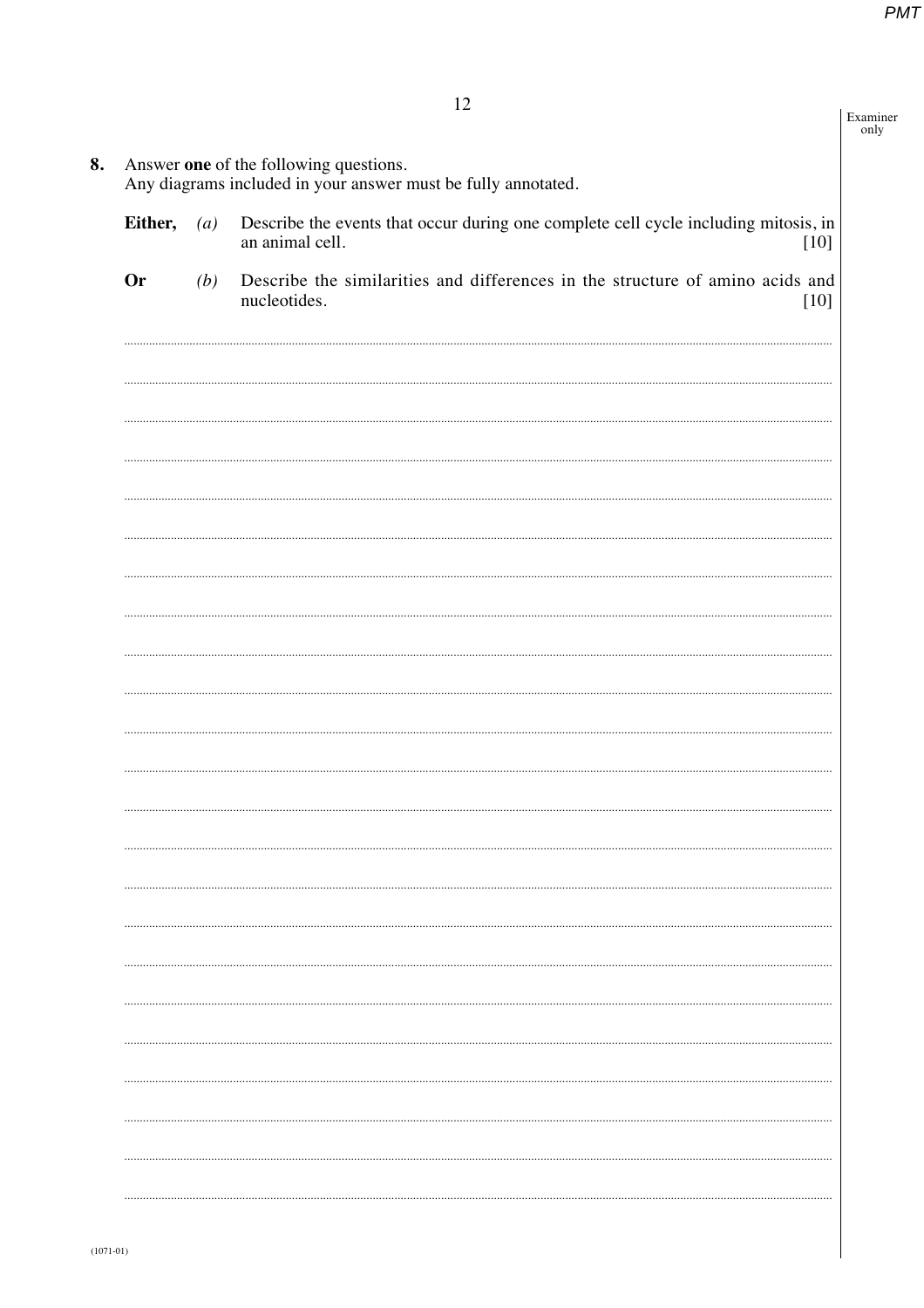**8.** Answer **one** of the following questions.
Any diagrams included in your answer must be fully annotated.

**Either,** *(a)* Describe the events that occur during one complete cell cycle including mitosis, in an animal cell. [10]

**Or** *(b)* Describe the similarities and differences in the structure of amino acids and nucleotides. [10]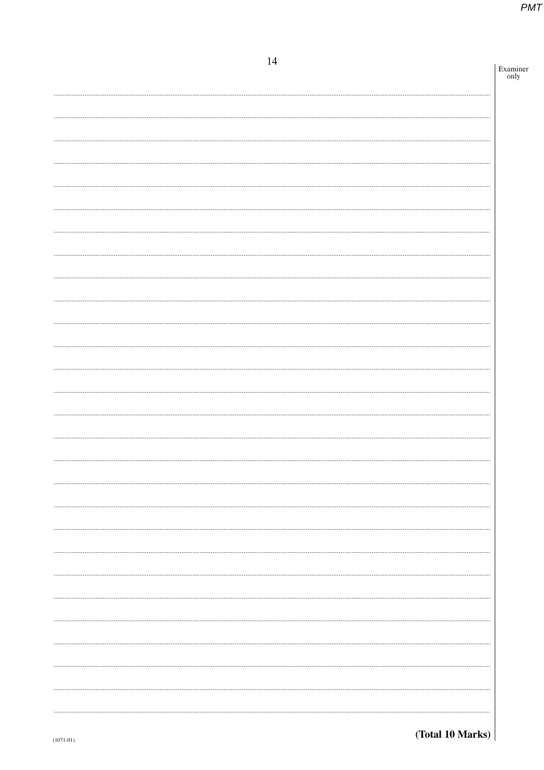(Total 10 Marks)